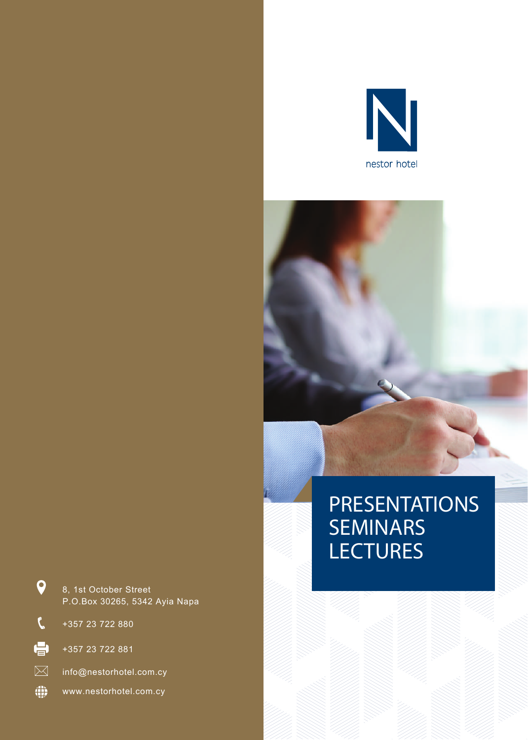nestor hotel

# PRESENTATIONS SEMINARS LECTURES

8, 1st October Street
P.O.Box 30265, 5342 Ayia Napa

+357 23 722 880

+357 23 722 881

info@nestorhotel.com.cy

www.nestorhotel.com.cy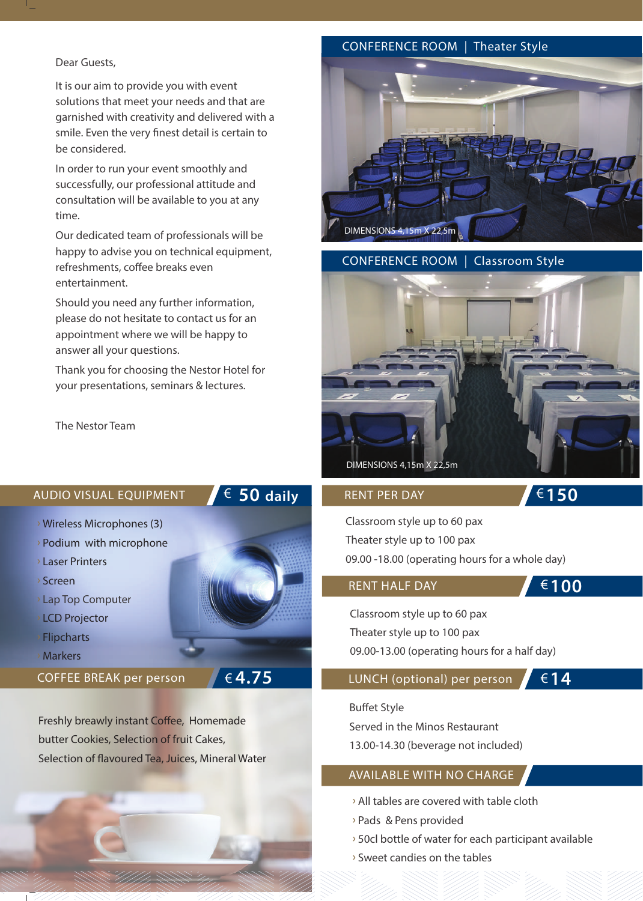Dear Guests,

It is our aim to provide you with event solutions that meet your needs and that are garnished with creativity and delivered with a smile. Even the very finest detail is certain to be considered.

In order to run your event smoothly and successfully, our professional attitude and consultation will be available to you at any time.

Our dedicated team of professionals will be happy to advise you on technical equipment, refreshments, coffee breaks even entertainment.

Should you need any further information, please do not hesitate to contact us for an appointment where we will be happy to answer all your questions.

Thank you for choosing the Nestor Hotel for your presentations, seminars & lectures.

The Nestor Team

## CONFERENCE ROOM | Theater Style

DIMENSIONS 4,15m X 22,5m

## CONFERENCE ROOM | Classroom Style

DIMENSIONS 4,15m X 22,5m

## AUDIO VISUAL EQUIPMENT — € 50 daily

- Wireless Microphones (3)
- Podium with microphone
- Laser Printers
- Screen
- Lap Top Computer
- LCD Projector
- Flipcharts
- Markers

## COFFEE BREAK per person — €4.75

Freshly breawly instant Coffee, Homemade butter Cookies, Selection of fruit Cakes, Selection of flavoured Tea, Juices, Mineral Water

## RENT PER DAY — €150

Classroom style up to 60 pax
Theater style up to 100 pax
09.00 -18.00 (operating hours for a whole day)

## RENT HALF DAY — €100

Classroom style up to 60 pax
Theater style up to 100 pax
09.00-13.00 (operating hours for a half day)

## LUNCH (optional) per person — €14

Buffet Style
Served in the Minos Restaurant
13.00-14.30 (beverage not included)

## AVAILABLE WITH NO CHARGE

- All tables are covered with table cloth
- Pads & Pens provided
- 50cl bottle of water for each participant available
- Sweet candies on the tables